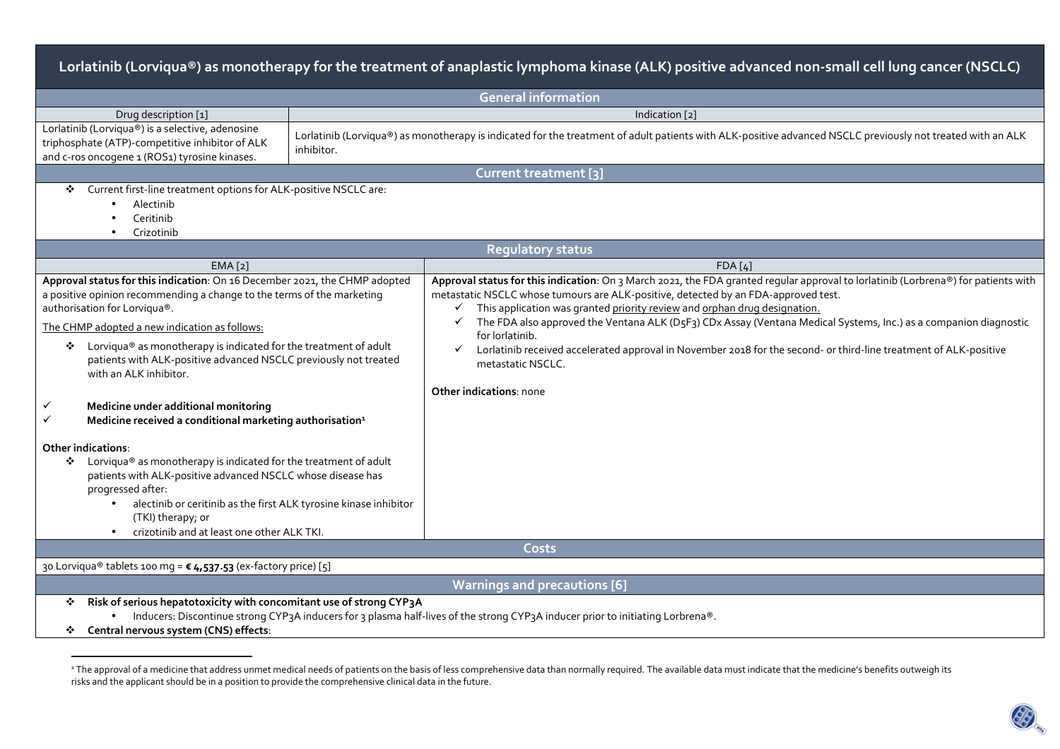# Lorlatinib (Lorviqua®) as monotherapy for the treatment of anaplastic lymphoma kinase (ALK) positive advanced non-small cell lung cancer (NSCLC)

## General information

| Drug description [1] | Indication [2] |
|---|---|
| Lorlatinib (Lorviqua®) is a selective, adenosine triphosphate (ATP)-competitive inhibitor of ALK and c-ros oncogene 1 (ROS1) tyrosine kinases. | Lorlatinib (Lorviqua®) as monotherapy is indicated for the treatment of adult patients with ALK-positive advanced NSCLC previously not treated with an ALK inhibitor. |

## Current treatment [3]

- Current first-line treatment options for ALK-positive NSCLC are:
  - Alectinib
  - Ceritinib
  - Crizotinib

## Regulatory status

### EMA [2]

**Approval status for this indication**: On 16 December 2021, the CHMP adopted a positive opinion recommending a change to the terms of the marketing authorisation for Lorviqua®.

The CHMP adopted a new indication as follows:

- Lorviqua® as monotherapy is indicated for the treatment of adult patients with ALK-positive advanced NSCLC previously not treated with an ALK inhibitor.

✓ **Medicine under additional monitoring**

✓ **Medicine received a conditional marketing authorisation**[1]

**Other indications**:

- Lorviqua® as monotherapy is indicated for the treatment of adult patients with ALK-positive advanced NSCLC whose disease has progressed after:
  - alectinib or ceritinib as the first ALK tyrosine kinase inhibitor (TKI) therapy; or
  - crizotinib and at least one other ALK TKI.

### FDA [4]

**Approval status for this indication**: On 3 March 2021, the FDA granted regular approval to lorlatinib (Lorbrena®) for patients with metastatic NSCLC whose tumours are ALK-positive, detected by an FDA-approved test.

- ✓ This application was granted priority review and orphan drug designation.
- ✓ The FDA also approved the Ventana ALK (D5F3) CDx Assay (Ventana Medical Systems, Inc.) as a companion diagnostic for lorlatinib.
- ✓ Lorlatinib received accelerated approval in November 2018 for the second- or third-line treatment of ALK-positive metastatic NSCLC.

**Other indications**: none

## Costs

30 Lorviqua® tablets 100 mg = **€ 4,537.53** (ex-factory price) [5]

## Warnings and precautions [6]

- **Risk of serious hepatotoxicity with concomitant use of strong CYP3A**
  - Inducers: Discontinue strong CYP3A inducers for 3 plasma half-lives of the strong CYP3A inducer prior to initiating Lorbrena®.
- **Central nervous system (CNS) effects**:

[1] The approval of a medicine that address unmet medical needs of patients on the basis of less comprehensive data than normally required. The available data must indicate that the medicine's benefits outweigh its risks and the applicant should be in a position to provide the comprehensive clinical data in the future.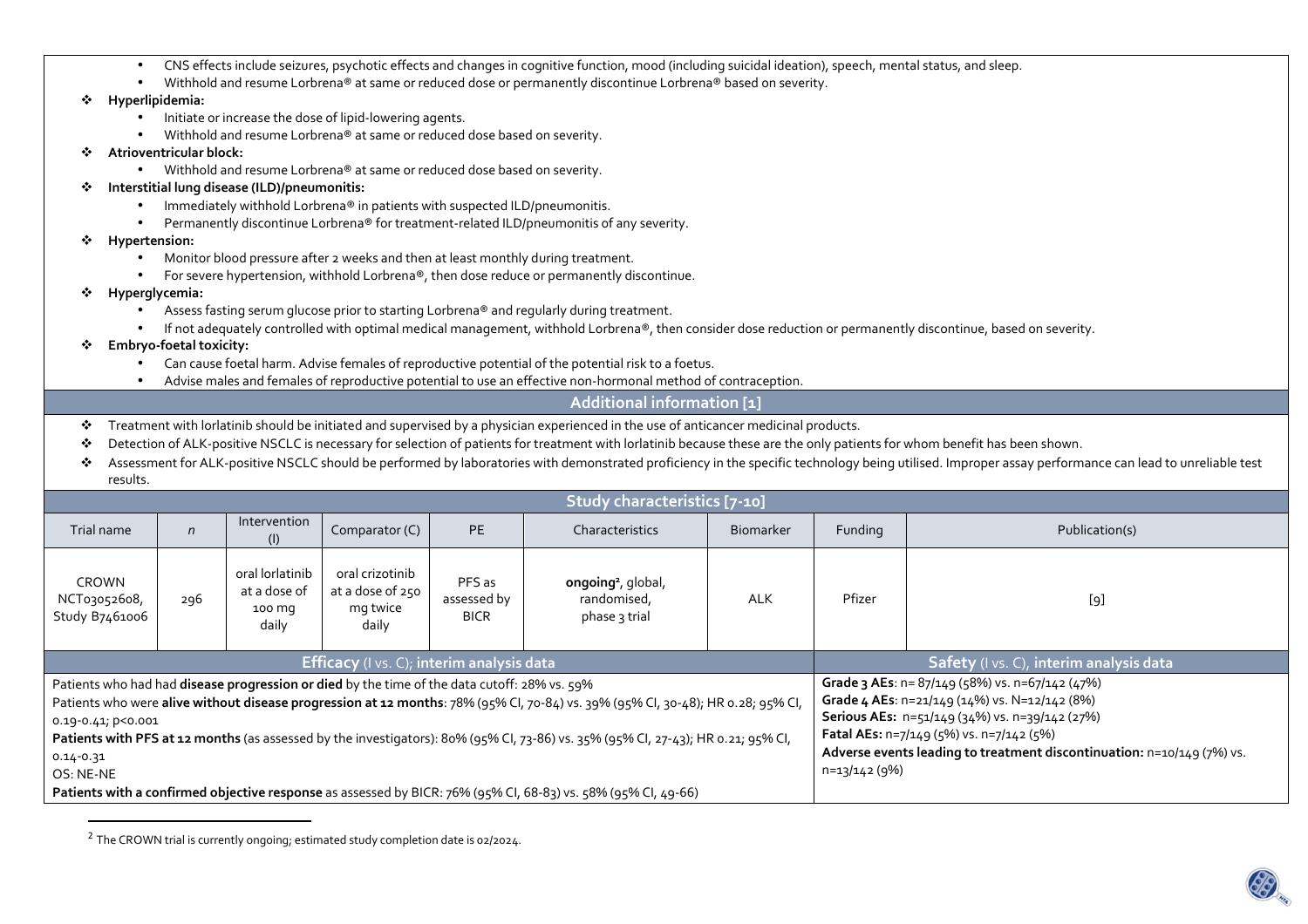- CNS effects include seizures, psychotic effects and changes in cognitive function, mood (including suicidal ideation), speech, mental status, and sleep.
- Withhold and resume Lorbrena® at same or reduced dose or permanently discontinue Lorbrena® based on severity.

❖ **Hyperlipidemia:**
- Initiate or increase the dose of lipid-lowering agents.
- Withhold and resume Lorbrena® at same or reduced dose based on severity.

❖ **Atrioventricular block:**
- Withhold and resume Lorbrena® at same or reduced dose based on severity.

❖ **Interstitial lung disease (ILD)/pneumonitis:**
- Immediately withhold Lorbrena® in patients with suspected ILD/pneumonitis.
- Permanently discontinue Lorbrena® for treatment-related ILD/pneumonitis of any severity.

❖ **Hypertension:**
- Monitor blood pressure after 2 weeks and then at least monthly during treatment.
- For severe hypertension, withhold Lorbrena®, then dose reduce or permanently discontinue.

❖ **Hyperglycemia:**
- Assess fasting serum glucose prior to starting Lorbrena® and regularly during treatment.
- If not adequately controlled with optimal medical management, withhold Lorbrena®, then consider dose reduction or permanently discontinue, based on severity.

❖ **Embryo-foetal toxicity:**
- Can cause foetal harm. Advise females of reproductive potential of the potential risk to a foetus.
- Advise males and females of reproductive potential to use an effective non-hormonal method of contraception.

## Additional information [1]

❖ Treatment with lorlatinib should be initiated and supervised by a physician experienced in the use of anticancer medicinal products.

❖ Detection of ALK-positive NSCLC is necessary for selection of patients for treatment with lorlatinib because these are the only patients for whom benefit has been shown.

❖ Assessment for ALK-positive NSCLC should be performed by laboratories with demonstrated proficiency in the specific technology being utilised. Improper assay performance can lead to unreliable test results.

## Study characteristics [7-10]

| Trial name | *n* | Intervention (I) | Comparator (C) | PE | Characteristics | Biomarker | Funding | Publication(s) |
|---|---|---|---|---|---|---|---|---|
| CROWN NCT03052608, Study B7461006 | 296 | oral lorlatinib at a dose of 100 mg daily | oral crizotinib at a dose of 250 mg twice daily | PFS as assessed by BICR | **ongoing**[2], global, randomised, phase 3 trial | ALK | Pfizer | [9] |

| **Efficacy** (I vs. C); **interim analysis data** | **Safety** (I vs. C), **interim analysis data** |
|---|---|
| Patients who had had **disease progression or died** by the time of the data cutoff: 28% vs. 59%<br>Patients who were **alive without disease progression at 12 months**: 78% (95% CI, 70-84) vs. 39% (95% CI, 30-48); HR 0.28; 95% CI, 0.19-0.41; p<0.001<br>**Patients with PFS at 12 months** (as assessed by the investigators): 80% (95% CI, 73-86) vs. 35% (95% CI, 27-43); HR 0.21; 95% CI, 0.14-0.31<br>OS: NE-NE<br>**Patients with a confirmed objective response** as assessed by BICR: 76% (95% CI, 68-83) vs. 58% (95% CI, 49-66) | **Grade 3 AEs**: n= 87/149 (58%) vs. n=67/142 (47%)<br>**Grade 4 AEs**: n=21/149 (14%) vs. N=12/142 (8%)<br>**Serious AEs**: n=51/149 (34%) vs. n=39/142 (27%)<br>**Fatal AEs:** n=7/149 (5%) vs. n=7/142 (5%)<br>**Adverse events leading to treatment discontinuation:** n=10/149 (7%) vs. n=13/142 (9%) |

[2] The CROWN trial is currently ongoing; estimated study completion date is 02/2024.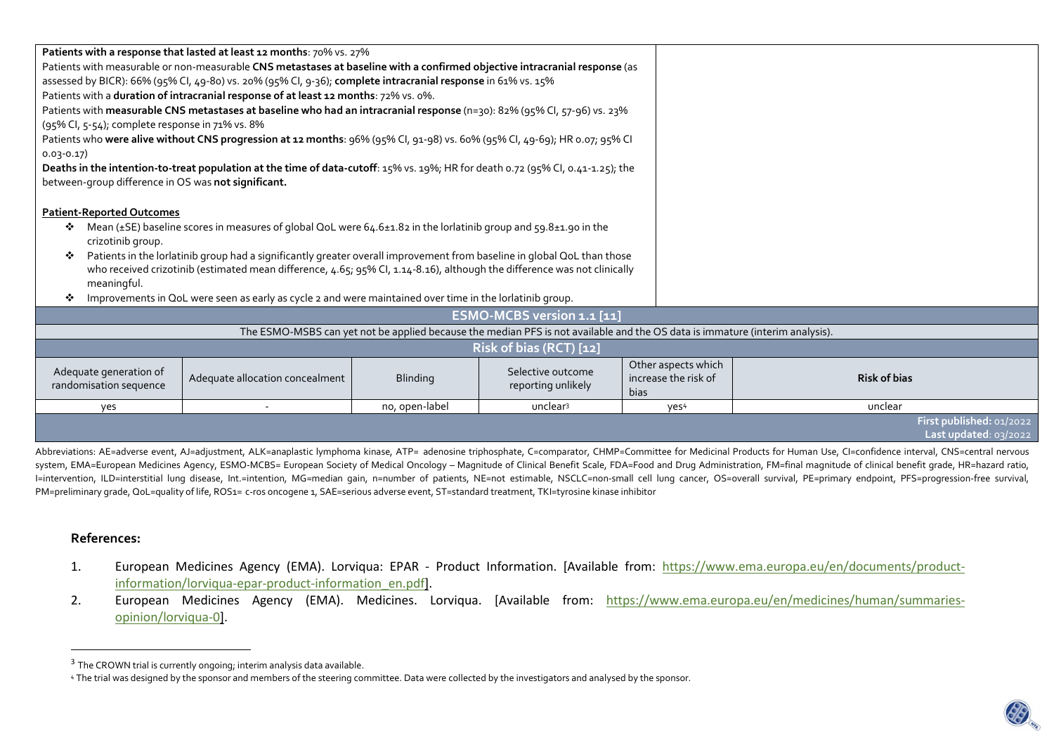**Patients with a response that lasted at least 12 months**: 70% vs. 27%

Patients with measurable or non-measurable **CNS metastases at baseline with a confirmed objective intracranial response** (as assessed by BICR): 66% (95% CI, 49-80) vs. 20% (95% CI, 9-36); **complete intracranial response** in 61% vs. 15%

Patients with a **duration of intracranial response of at least 12 months**: 72% vs. 0%.

Patients with **measurable CNS metastases at baseline who had an intracranial response** (n=30): 82% (95% CI, 57-96) vs. 23% (95% CI, 5-54); complete response in 71% vs. 8%

Patients who **were alive without CNS progression at 12 months**: 96% (95% CI, 91-98) vs. 60% (95% CI, 49-69); HR 0.07; 95% CI 0.03-0.17)

**Deaths in the intention-to-treat population at the time of data-cutoff**: 15% vs. 19%; HR for death 0.72 (95% CI, 0.41-1.25); the between-group difference in OS was **not significant.**

**Patient-Reported Outcomes**

- Mean (±SE) baseline scores in measures of global QoL were 64.6±1.82 in the lorlatinib group and 59.8±1.90 in the crizotinib group.
- Patients in the lorlatinib group had a significantly greater overall improvement from baseline in global QoL than those who received crizotinib (estimated mean difference, 4.65; 95% CI, 1.14-8.16), although the difference was not clinically meaningful.
- Improvements in QoL were seen as early as cycle 2 and were maintained over time in the lorlatinib group.

**ESMO-MCBS version 1.1 [11]**

The ESMO-MSBS can yet not be applied because the median PFS is not available and the OS data is immature (interim analysis).

**Risk of bias (RCT) [12]**

| Adequate generation of randomisation sequence | Adequate allocation concealment | Blinding | Selective outcome reporting unlikely | Other aspects which increase the risk of bias | **Risk of bias** |
|---|---|---|---|---|---|
| yes | - | no, open-label | unclear[3] | yes[4] | unclear |

First published: 01/2022
Last updated: 03/2022

Abbreviations: AE=adverse event, AJ=adjustment, ALK=anaplastic lymphoma kinase, ATP= adenosine triphosphate, C=comparator, CHMP=Committee for Medicinal Products for Human Use, CI=confidence interval, CNS=central nervous system, EMA=European Medicines Agency, ESMO-MCBS= European Society of Medical Oncology – Magnitude of Clinical Benefit Scale, FDA=Food and Drug Administration, FM=final magnitude of clinical benefit grade, HR=hazard ratio, I=intervention, ILD=interstitial lung disease, Int.=intention, MG=median gain, n=number of patients, NE=not estimable, NSCLC=non-small cell lung cancer, OS=overall survival, PE=primary endpoint, PFS=progression-free survival, PM=preliminary grade, QoL=quality of life, ROS1= c-ros oncogene 1, SAE=serious adverse event, ST=standard treatment, TKI=tyrosine kinase inhibitor

## References:

1. European Medicines Agency (EMA). Lorviqua: EPAR - Product Information. [Available from: https://www.ema.europa.eu/en/documents/product-information/lorviqua-epar-product-information_en.pdf].
2. European Medicines Agency (EMA). Medicines. Lorviqua. [Available from: https://www.ema.europa.eu/en/medicines/human/summaries-opinion/lorviqua-0].

---

[3] The CROWN trial is currently ongoing; interim analysis data available.

[4] The trial was designed by the sponsor and members of the steering committee. Data were collected by the investigators and analysed by the sponsor.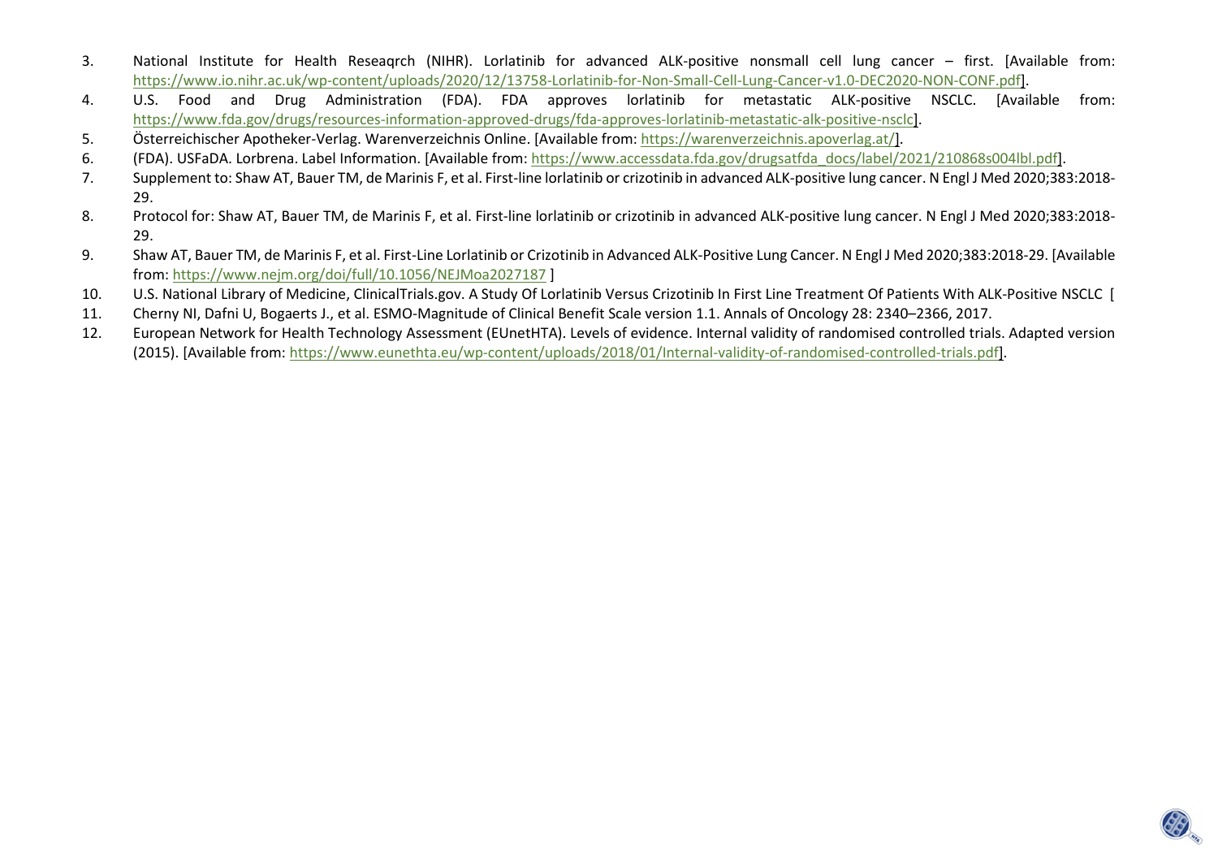3. National Institute for Health Reseaqrch (NIHR). Lorlatinib for advanced ALK-positive nonsmall cell lung cancer – first. [Available from: https://www.io.nihr.ac.uk/wp-content/uploads/2020/12/13758-Lorlatinib-for-Non-Small-Cell-Lung-Cancer-v1.0-DEC2020-NON-CONF.pdf].
4. U.S. Food and Drug Administration (FDA). FDA approves lorlatinib for metastatic ALK-positive NSCLC. [Available from: https://www.fda.gov/drugs/resources-information-approved-drugs/fda-approves-lorlatinib-metastatic-alk-positive-nsclc].
5. Österreichischer Apotheker-Verlag. Warenverzeichnis Online. [Available from: https://warenverzeichnis.apoverlag.at/].
6. (FDA). USFaDA. Lorbrena. Label Information. [Available from: https://www.accessdata.fda.gov/drugsatfda_docs/label/2021/210868s004lbl.pdf].
7. Supplement to: Shaw AT, Bauer TM, de Marinis F, et al. First-line lorlatinib or crizotinib in advanced ALK-positive lung cancer. N Engl J Med 2020;383:2018-29.
8. Protocol for: Shaw AT, Bauer TM, de Marinis F, et al. First-line lorlatinib or crizotinib in advanced ALK-positive lung cancer. N Engl J Med 2020;383:2018-29.
9. Shaw AT, Bauer TM, de Marinis F, et al. First-Line Lorlatinib or Crizotinib in Advanced ALK-Positive Lung Cancer. N Engl J Med 2020;383:2018-29. [Available from: https://www.nejm.org/doi/full/10.1056/NEJMoa2027187 ]
10. U.S. National Library of Medicine, ClinicalTrials.gov. A Study Of Lorlatinib Versus Crizotinib In First Line Treatment Of Patients With ALK-Positive NSCLC [
11. Cherny NI, Dafni U, Bogaerts J., et al. ESMO-Magnitude of Clinical Benefit Scale version 1.1. Annals of Oncology 28: 2340–2366, 2017.
12. European Network for Health Technology Assessment (EUnetHTA). Levels of evidence. Internal validity of randomised controlled trials. Adapted version (2015). [Available from: https://www.eunethta.eu/wp-content/uploads/2018/01/Internal-validity-of-randomised-controlled-trials.pdf].